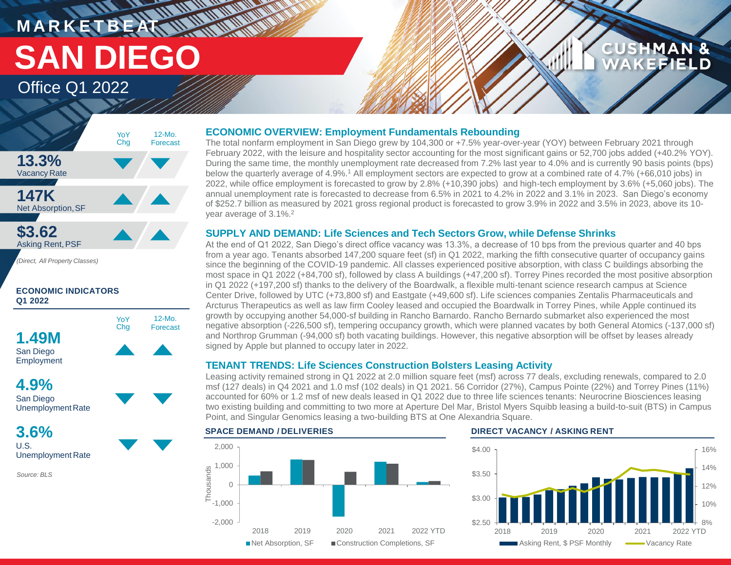# MARKETBEAT

# SAN DIEGO

## Office Q1 2022

| | YoY Chg | 12-Mo. Forecast |
|---|---|---|
| **13.3%** Vacancy Rate | ▼ | ▼ |
| **147K** Net Absorption, SF | ▲ | ▲ |
| **$3.62** Asking Rent, PSF | ▲ | ▲ |

*(Direct, All Property Classes)*

### ECONOMIC INDICATORS Q1 2022

| | YoY Chg | 12-Mo. Forecast |
|---|---|---|
| **1.49M** San Diego Employment | ▲ | ▲ |
| **4.9%** San Diego Unemployment Rate | ▼ | ▼ |
| **3.6%** U.S. Unemployment Rate | ▼ | ▼ |

*Source: BLS*

### ECONOMIC OVERVIEW: Employment Fundamentals Rebounding

The total nonfarm employment in San Diego grew by 104,300 or +7.5% year-over-year (YOY) between February 2021 through February 2022, with the leisure and hospitality sector accounting for the most significant gains or 52,700 jobs added (+40.2% YOY). During the same time, the monthly unemployment rate decreased from 7.2% last year to 4.0% and is currently 90 basis points (bps) below the quarterly average of 4.9%.[1] All employment sectors are expected to grow at a combined rate of 4.7% (+66,010 jobs) in 2022, while office employment is forecasted to grow by 2.8% (+10,390 jobs) and high-tech employment by 3.6% (+5,060 jobs). The annual unemployment rate is forecasted to decrease from 6.5% in 2021 to 4.2% in 2022 and 3.1% in 2023. San Diego's economy of $252.7 billion as measured by 2021 gross regional product is forecasted to grow 3.9% in 2022 and 3.5% in 2023, above its 10-year average of 3.1%.[2]

### SUPPLY AND DEMAND: Life Sciences and Tech Sectors Grow, while Defense Shrinks

At the end of Q1 2022, San Diego's direct office vacancy was 13.3%, a decrease of 10 bps from the previous quarter and 40 bps from a year ago. Tenants absorbed 147,200 square feet (sf) in Q1 2022, marking the fifth consecutive quarter of occupancy gains since the beginning of the COVID-19 pandemic. All classes experienced positive absorption, with class C buildings absorbing the most space in Q1 2022 (+84,700 sf), followed by class A buildings (+47,200 sf). Torrey Pines recorded the most positive absorption in Q1 2022 (+197,200 sf) thanks to the delivery of the Boardwalk, a flexible multi-tenant science research campus at Science Center Drive, followed by UTC (+73,800 sf) and Eastgate (+49,600 sf). Life sciences companies Zentalis Pharmaceuticals and Arcturus Therapeutics as well as law firm Cooley leased and occupied the Boardwalk in Torrey Pines, while Apple continued its growth by occupying another 54,000-sf building in Rancho Barnardo. Rancho Bernardo submarket also experienced the most negative absorption (-226,500 sf), tempering occupancy growth, which were planned vacates by both General Atomics (-137,000 sf) and Northrop Grumman (-94,000 sf) both vacating buildings. However, this negative absorption will be offset by leases already signed by Apple but planned to occupy later in 2022.

### TENANT TRENDS: Life Sciences Construction Bolsters Leasing Activity

Leasing activity remained strong in Q1 2022 at 2.0 million square feet (msf) across 77 deals, excluding renewals, compared to 2.0 msf (127 deals) in Q4 2021 and 1.0 msf (102 deals) in Q1 2021. 56 Corridor (27%), Campus Pointe (22%) and Torrey Pines (11%) accounted for 60% or 1.2 msf of new deals leased in Q1 2022 due to three life sciences tenants: Neurocrine Biosciences leasing two existing building and committing to two more at Aperture Del Mar, Bristol Myers Squibb leasing a build-to-suit (BTS) in Campus Point, and Singular Genomics leasing a two-building BTS at One Alexandria Square.

#### SPACE DEMAND / DELIVERIES

Thousands; 2018, 2019, 2020, 2021, 2022 YTD

Net Absorption, SF / Construction Completions, SF

#### DIRECT VACANCY / ASKING RENT

2018, 2019, 2020, 2021, 2022 YTD

Asking Rent, $ PSF Monthly / Vacancy Rate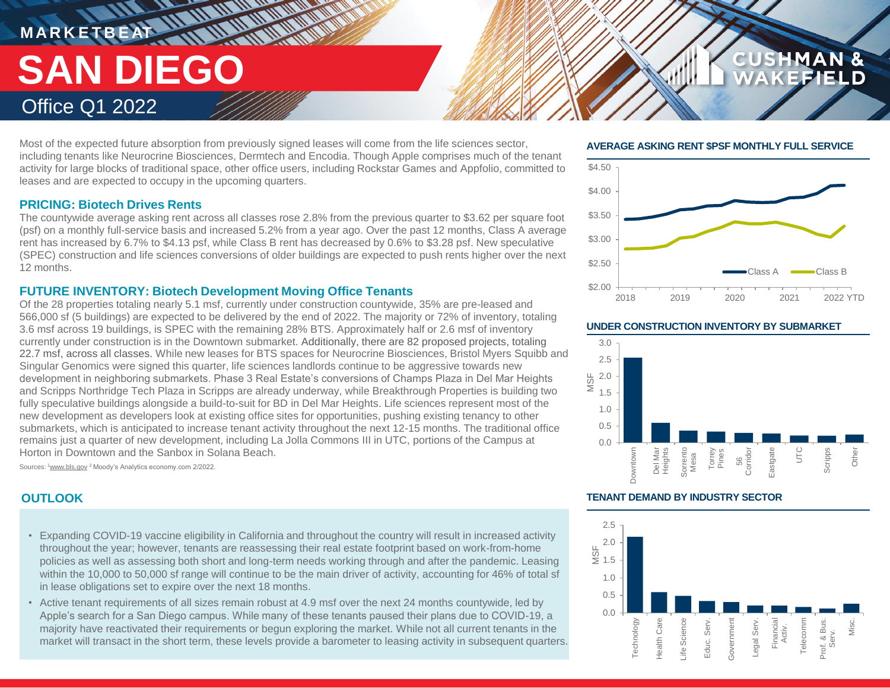# SAN DIEGO

Office Q1 2022

Most of the expected future absorption from previously signed leases will come from the life sciences sector, including tenants like Neurocrine Biosciences, Dermtech and Encodia. Though Apple comprises much of the tenant activity for large blocks of traditional space, other office users, including Rockstar Games and Appfolio, committed to leases and are expected to occupy in the upcoming quarters.

### PRICING: Biotech Drives Rents

The countywide average asking rent across all classes rose 2.8% from the previous quarter to $3.62 per square foot (psf) on a monthly full-service basis and increased 5.2% from a year ago. Over the past 12 months, Class A average rent has increased by 6.7% to $4.13 psf, while Class B rent has decreased by 0.6% to $3.28 psf. New speculative (SPEC) construction and life sciences conversions of older buildings are expected to push rents higher over the next 12 months.

### FUTURE INVENTORY: Biotech Development Moving Office Tenants

Of the 28 properties totaling nearly 5.1 msf, currently under construction countywide, 35% are pre-leased and 566,000 sf (5 buildings) are expected to be delivered by the end of 2022. The majority or 72% of inventory, totaling 3.6 msf across 19 buildings, is SPEC with the remaining 28% BTS. Approximately half or 2.6 msf of inventory currently under construction is in the Downtown submarket. Additionally, there are 82 proposed projects, totaling 22.7 msf, across all classes. While new leases for BTS spaces for Neurocrine Biosciences, Bristol Myers Squibb and Singular Genomics were signed this quarter, life sciences landlords continue to be aggressive towards new development in neighboring submarkets. Phase 3 Real Estate's conversions of Champs Plaza in Del Mar Heights and Scripps Northridge Tech Plaza in Scripps are already underway, while Breakthrough Properties is building two fully speculative buildings alongside a build-to-suit for BD in Del Mar Heights. Life sciences represent most of the new development as developers look at existing office sites for opportunities, pushing existing tenancy to other submarkets, which is anticipated to increase tenant activity throughout the next 12-15 months. The traditional office remains just a quarter of new development, including La Jolla Commons III in UTC, portions of the Campus at Horton in Downtown and the Sanbox in Solana Beach.

Sources: [1]www.bls.gov [2] Moody's Analytics economy.com 2/2022.

### OUTLOOK

- Expanding COVID-19 vaccine eligibility in California and throughout the country will result in increased activity throughout the year; however, tenants are reassessing their real estate footprint based on work-from-home policies as well as assessing both short and long-term needs working through and after the pandemic. Leasing within the 10,000 to 50,000 sf range will continue to be the main driver of activity, accounting for 46% of total sf in lease obligations set to expire over the next 18 months.
- Active tenant requirements of all sizes remain robust at 4.9 msf over the next 24 months countywide, led by Apple's search for a San Diego campus. While many of these tenants paused their plans due to COVID-19, a majority have reactivated their requirements or begun exploring the market. While not all current tenants in the market will transact in the short term, these levels provide a barometer to leasing activity in subsequent quarters.

### AVERAGE ASKING RENT $PSF MONTHLY FULL SERVICE

### UNDER CONSTRUCTION INVENTORY BY SUBMARKET

### TENANT DEMAND BY INDUSTRY SECTOR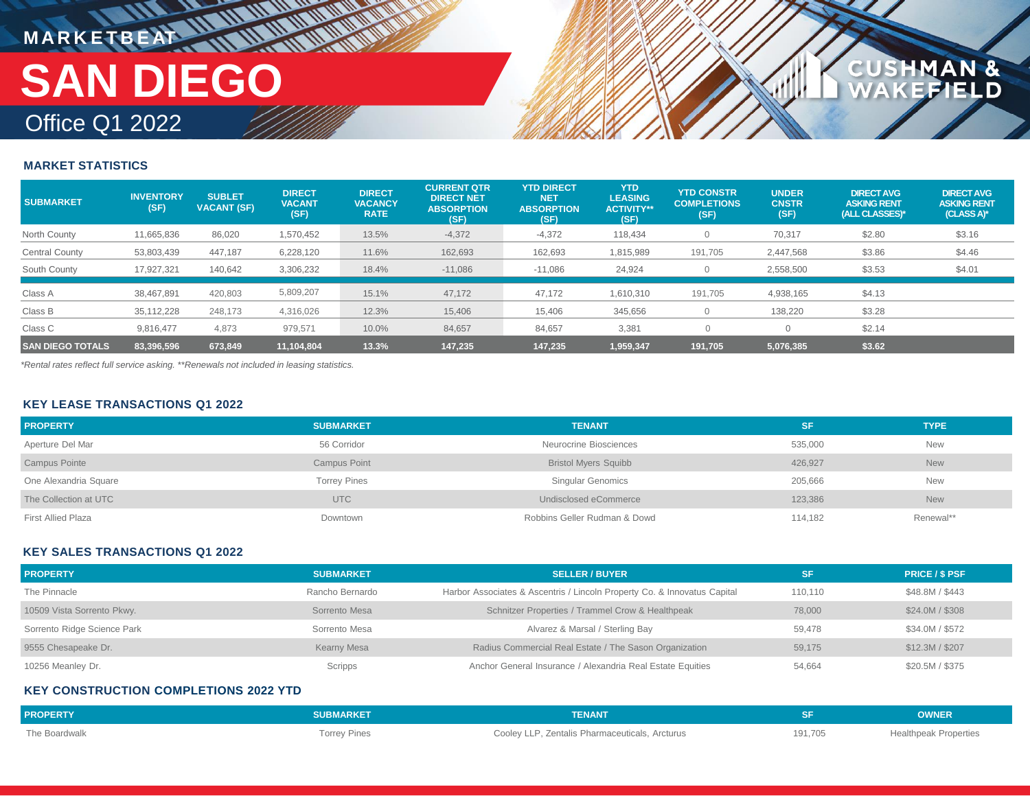MARKETBEAT

# SAN DIEGO

Office Q1 2022

## MARKET STATISTICS

| SUBMARKET | INVENTORY (SF) | SUBLET VACANT (SF) | DIRECT VACANT (SF) | DIRECT VACANCY RATE | CURRENT QTR DIRECT NET ABSORPTION (SF) | YTD DIRECT NET ABSORPTION (SF) | YTD LEASING ACTIVITY** (SF) | YTD CONSTR COMPLETIONS (SF) | UNDER CNSTR (SF) | DIRECT AVG ASKING RENT (ALL CLASSES)* | DIRECT AVG ASKING RENT (CLASS A)* |
|---|---|---|---|---|---|---|---|---|---|---|---|
| North County | 11,665,836 | 86,020 | 1,570,452 | 13.5% | -4,372 | -4,372 | 118,434 | 0 | 70,317 | $2.80 | $3.16 |
| Central County | 53,803,439 | 447,187 | 6,228,120 | 11.6% | 162,693 | 162,693 | 1,815,989 | 191,705 | 2,447,568 | $3.86 | $4.46 |
| South County | 17,927,321 | 140,642 | 3,306,232 | 18.4% | -11,086 | -11,086 | 24,924 | 0 | 2,558,500 | $3.53 | $4.01 |
| Class A | 38,467,891 | 420,803 | 5,809,207 | 15.1% | 47,172 | 47,172 | 1,610,310 | 191,705 | 4,938,165 | $4.13 | |
| Class B | 35,112,228 | 248,173 | 4,316,026 | 12.3% | 15,406 | 15,406 | 345,656 | 0 | 138,220 | $3.28 | |
| Class C | 9,816,477 | 4,873 | 979,571 | 10.0% | 84,657 | 84,657 | 3,381 | 0 | 0 | $2.14 | |
| **SAN DIEGO TOTALS** | **83,396,596** | **673,849** | **11,104,804** | **13.3%** | **147,235** | **147,235** | **1,959,347** | **191,705** | **5,076,385** | **$3.62** | |

*Rental rates reflect full service asking. **Renewals not included in leasing statistics.*

## KEY LEASE TRANSACTIONS Q1 2022

| PROPERTY | SUBMARKET | TENANT | SF | TYPE |
|---|---|---|---|---|
| Aperture Del Mar | 56 Corridor | Neurocrine Biosciences | 535,000 | New |
| Campus Pointe | Campus Point | Bristol Myers Squibb | 426,927 | New |
| One Alexandria Square | Torrey Pines | Singular Genomics | 205,666 | New |
| The Collection at UTC | UTC | Undisclosed eCommerce | 123,386 | New |
| First Allied Plaza | Downtown | Robbins Geller Rudman & Dowd | 114,182 | Renewal** |

## KEY SALES TRANSACTIONS Q1 2022

| PROPERTY | SUBMARKET | SELLER / BUYER | SF | PRICE / $ PSF |
|---|---|---|---|---|
| The Pinnacle | Rancho Bernardo | Harbor Associates & Ascentris / Lincoln Property Co. & Innovatus Capital | 110,110 | $48.8M / $443 |
| 10509 Vista Sorrento Pkwy. | Sorrento Mesa | Schnitzer Properties / Trammel Crow & Healthpeak | 78,000 | $24.0M / $308 |
| Sorrento Ridge Science Park | Sorrento Mesa | Alvarez & Marsal / Sterling Bay | 59,478 | $34.0M / $572 |
| 9555 Chesapeake Dr. | Kearny Mesa | Radius Commercial Real Estate / The Sason Organization | 59,175 | $12.3M / $207 |
| 10256 Meanley Dr. | Scripps | Anchor General Insurance / Alexandria Real Estate Equities | 54,664 | $20.5M / $375 |

## KEY CONSTRUCTION COMPLETIONS 2022 YTD

| PROPERTY | SUBMARKET | TENANT | SF | OWNER |
|---|---|---|---|---|
| The Boardwalk | Torrey Pines | Cooley LLP, Zentalis Pharmaceuticals, Arcturus | 191,705 | Healthpeak Properties |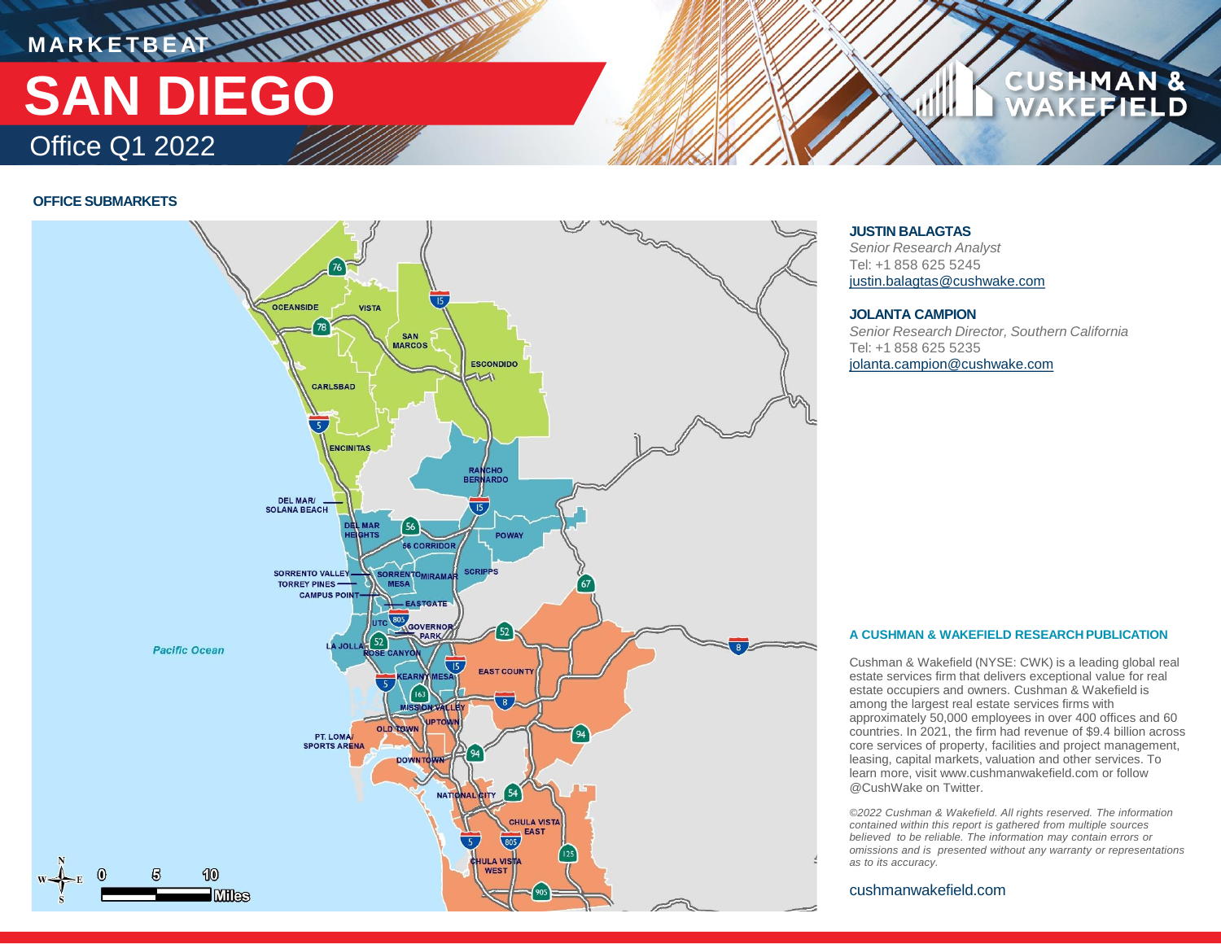MARKETBEAT

# SAN DIEGO

Office Q1 2022

## OFFICE SUBMARKETS

OCEANSIDE
VISTA
SAN MARCOS
ESCONDIDO
CARLSBAD
ENCINITAS
RANCHO BERNARDO
DEL MAR/ SOLANA BEACH
DEL MAR HEIGHTS
56 CORRIDOR
POWAY
SORRENTO VALLEY
TORREY PINES
CAMPUS POINT
SORRENTO MESA
MIRAMAR
SCRIPPS
EASTGATE
UTC
GOVERNOR PARK
LA JOLLA
ROSE CANYON
KEARNY MESA
EAST COUNTY
MISSION VALLEY
UPTOWN
OLD TOWN
PT. LOMA/ SPORTS ARENA
DOWNTOWN
NATIONAL CITY
CHULA VISTA EAST
CHULA VISTA WEST
Pacific Ocean
0 5 10 Miles

**JUSTIN BALAGTAS**
*Senior Research Analyst*
Tel: +1 858 625 5245
justin.balagtas@cushwake.com

**JOLANTA CAMPION**
*Senior Research Director, Southern California*
Tel: +1 858 625 5235
jolanta.campion@cushwake.com

### A CUSHMAN & WAKEFIELD RESEARCH PUBLICATION

Cushman & Wakefield (NYSE: CWK) is a leading global real estate services firm that delivers exceptional value for real estate occupiers and owners. Cushman & Wakefield is among the largest real estate services firms with approximately 50,000 employees in over 400 offices and 60 countries. In 2021, the firm had revenue of $9.4 billion across core services of property, facilities and project management, leasing, capital markets, valuation and other services. To learn more, visit www.cushmanwakefield.com or follow @CushWake on Twitter.

*©2022 Cushman & Wakefield. All rights reserved. The information contained within this report is gathered from multiple sources believed to be reliable. The information may contain errors or omissions and is presented without any warranty or representations as to its accuracy.*

cushmanwakefield.com